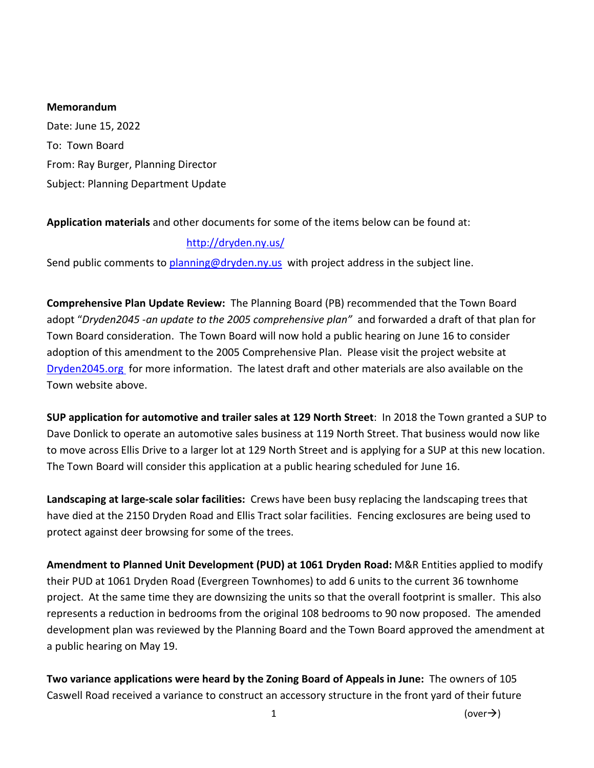**Memorandum**

Date: June 15, 2022

To: Town Board

From: Ray Burger, Planning Director

Subject: Planning Department Update

**Application materials** and other documents for some of the items below can be found at:

http://dryden.ny.us/

Send public comments to planning@dryden.ny.us with project address in the subject line.

**Comprehensive Plan Update Review:** The Planning Board (PB) recommended that the Town Board adopt "*Dryden2045 -an update to the 2005 comprehensive plan*" and forwarded a draft of that plan for Town Board consideration. The Town Board will now hold a public hearing on June 16 to consider adoption of this amendment to the 2005 Comprehensive Plan. Please visit the project website at Dryden2045.org for more information. The latest draft and other materials are also available on the Town website above.

**SUP application for automotive and trailer sales at 129 North Street**: In 2018 the Town granted a SUP to Dave Donlick to operate an automotive sales business at 119 North Street. That business would now like to move across Ellis Drive to a larger lot at 129 North Street and is applying for a SUP at this new location. The Town Board will consider this application at a public hearing scheduled for June 16.

**Landscaping at large-scale solar facilities:** Crews have been busy replacing the landscaping trees that have died at the 2150 Dryden Road and Ellis Tract solar facilities. Fencing exclosures are being used to protect against deer browsing for some of the trees.

**Amendment to Planned Unit Development (PUD) at 1061 Dryden Road:** M&R Entities applied to modify their PUD at 1061 Dryden Road (Evergreen Townhomes) to add 6 units to the current 36 townhome project. At the same time they are downsizing the units so that the overall footprint is smaller. This also represents a reduction in bedrooms from the original 108 bedrooms to 90 now proposed. The amended development plan was reviewed by the Planning Board and the Town Board approved the amendment at a public hearing on May 19.

**Two variance applications were heard by the Zoning Board of Appeals in June:** The owners of 105 Caswell Road received a variance to construct an accessory structure in the front yard of their future

(over→)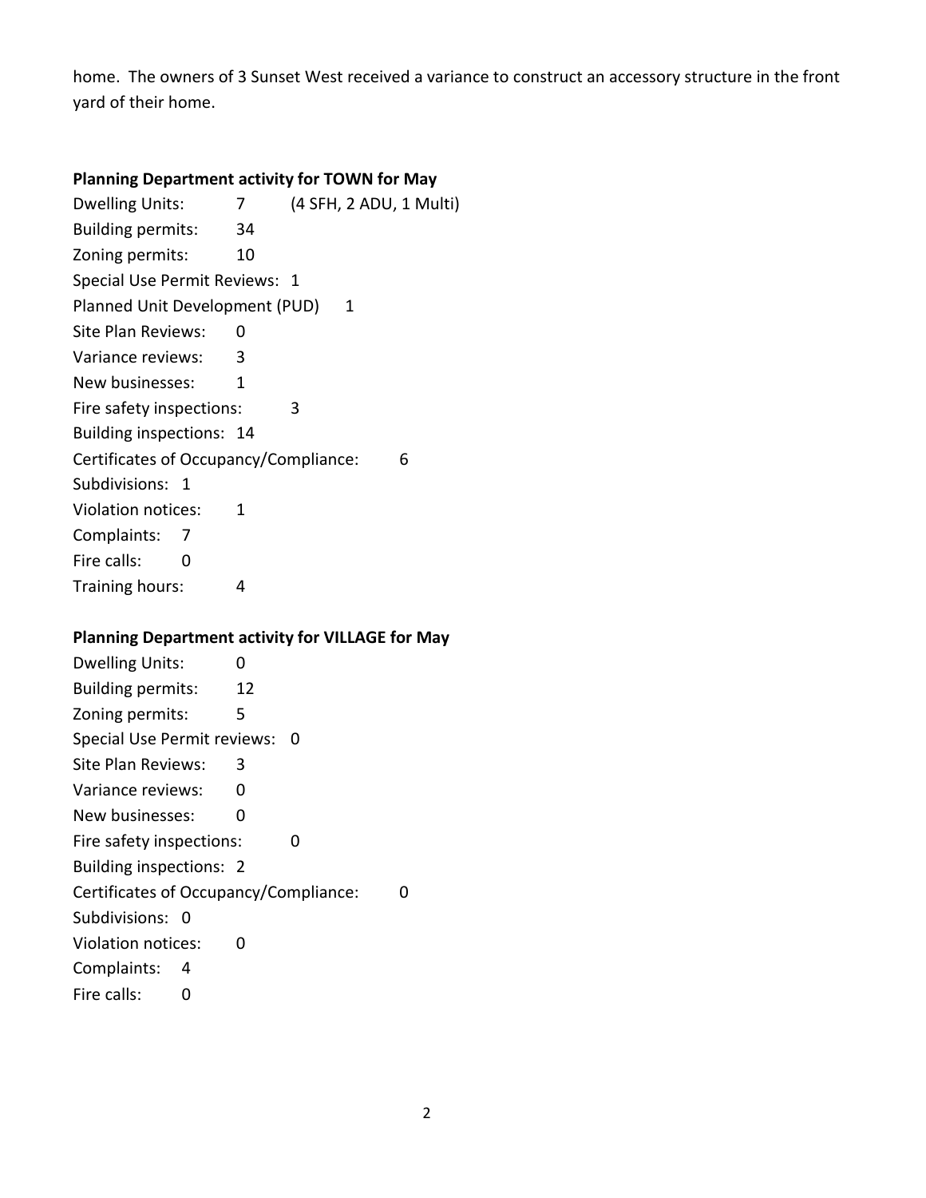home. The owners of 3 Sunset West received a variance to construct an accessory structure in the front yard of their home.

**Planning Department activity for TOWN for May**

Dwelling Units: 7 (4 SFH, 2 ADU, 1 Multi)
Building permits: 34
Zoning permits: 10
Special Use Permit Reviews: 1
Planned Unit Development (PUD) 1
Site Plan Reviews: 0
Variance reviews: 3
New businesses: 1
Fire safety inspections: 3
Building inspections: 14
Certificates of Occupancy/Compliance: 6
Subdivisions: 1
Violation notices: 1
Complaints: 7
Fire calls: 0
Training hours: 4

**Planning Department activity for VILLAGE for May**

Dwelling Units: 0
Building permits: 12
Zoning permits: 5
Special Use Permit reviews: 0
Site Plan Reviews: 3
Variance reviews: 0
New businesses: 0
Fire safety inspections: 0
Building inspections: 2
Certificates of Occupancy/Compliance: 0
Subdivisions: 0
Violation notices: 0
Complaints: 4
Fire calls: 0